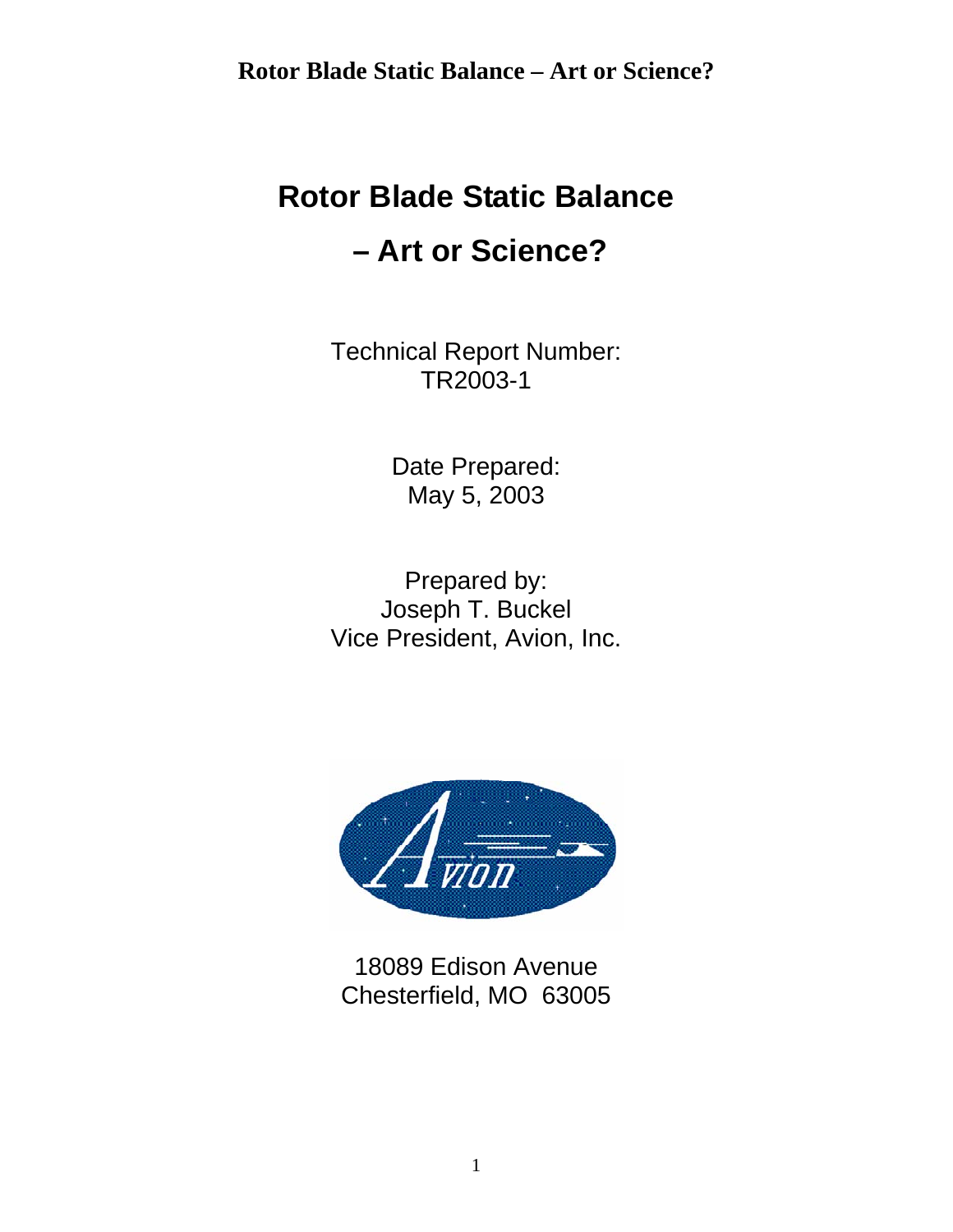# Rotor Blade Static Balance

# – Art or Science?

Technical Report Number:
TR2003-1

Date Prepared:
May 5, 2003

Prepared by:
Joseph T. Buckel
Vice President, Avion, Inc.

18089 Edison Avenue
Chesterfield, MO 63005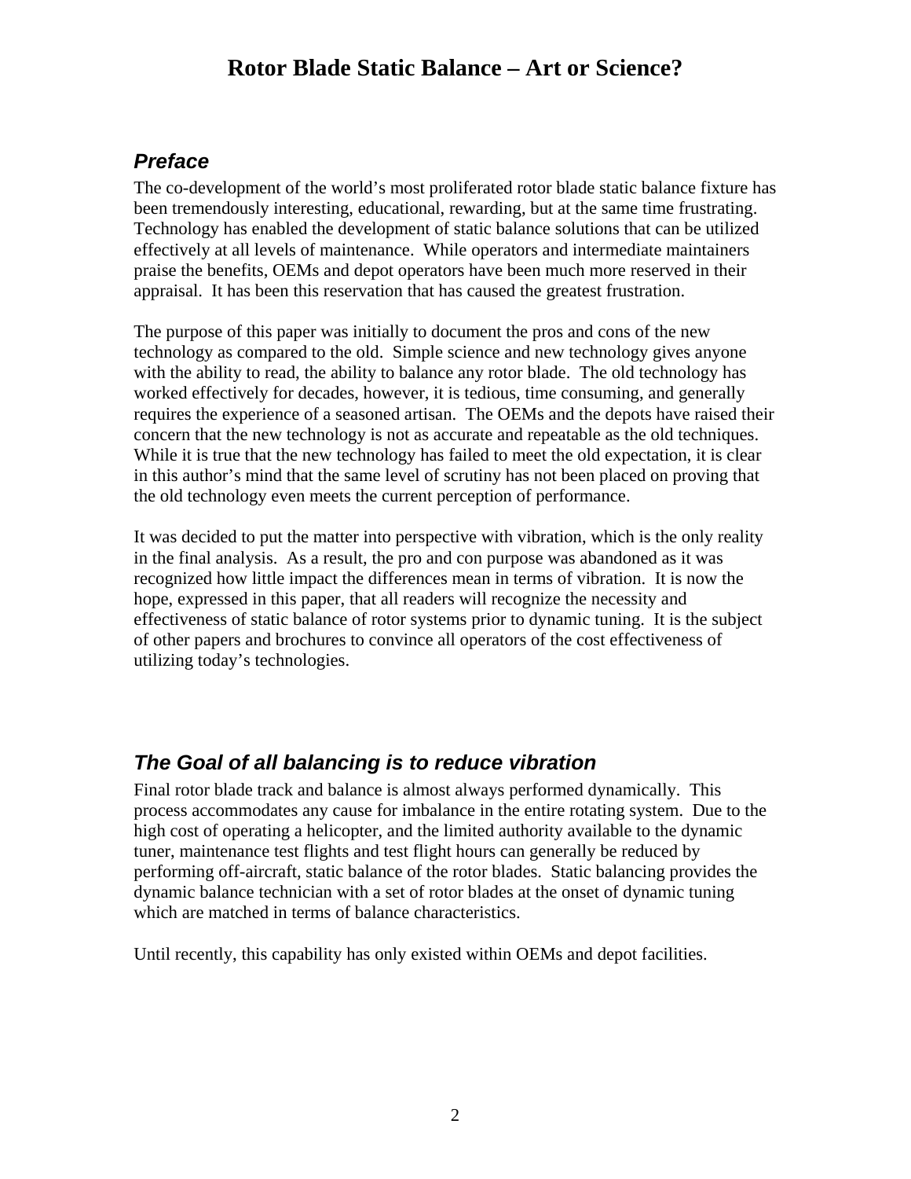# Rotor Blade Static Balance – Art or Science?

## *Preface*

The co-development of the world's most proliferated rotor blade static balance fixture has been tremendously interesting, educational, rewarding, but at the same time frustrating. Technology has enabled the development of static balance solutions that can be utilized effectively at all levels of maintenance. While operators and intermediate maintainers praise the benefits, OEMs and depot operators have been much more reserved in their appraisal. It has been this reservation that has caused the greatest frustration.

The purpose of this paper was initially to document the pros and cons of the new technology as compared to the old. Simple science and new technology gives anyone with the ability to read, the ability to balance any rotor blade. The old technology has worked effectively for decades, however, it is tedious, time consuming, and generally requires the experience of a seasoned artisan. The OEMs and the depots have raised their concern that the new technology is not as accurate and repeatable as the old techniques. While it is true that the new technology has failed to meet the old expectation, it is clear in this author's mind that the same level of scrutiny has not been placed on proving that the old technology even meets the current perception of performance.

It was decided to put the matter into perspective with vibration, which is the only reality in the final analysis. As a result, the pro and con purpose was abandoned as it was recognized how little impact the differences mean in terms of vibration. It is now the hope, expressed in this paper, that all readers will recognize the necessity and effectiveness of static balance of rotor systems prior to dynamic tuning. It is the subject of other papers and brochures to convince all operators of the cost effectiveness of utilizing today's technologies.

## *The Goal of all balancing is to reduce vibration*

Final rotor blade track and balance is almost always performed dynamically. This process accommodates any cause for imbalance in the entire rotating system. Due to the high cost of operating a helicopter, and the limited authority available to the dynamic tuner, maintenance test flights and test flight hours can generally be reduced by performing off-aircraft, static balance of the rotor blades. Static balancing provides the dynamic balance technician with a set of rotor blades at the onset of dynamic tuning which are matched in terms of balance characteristics.

Until recently, this capability has only existed within OEMs and depot facilities.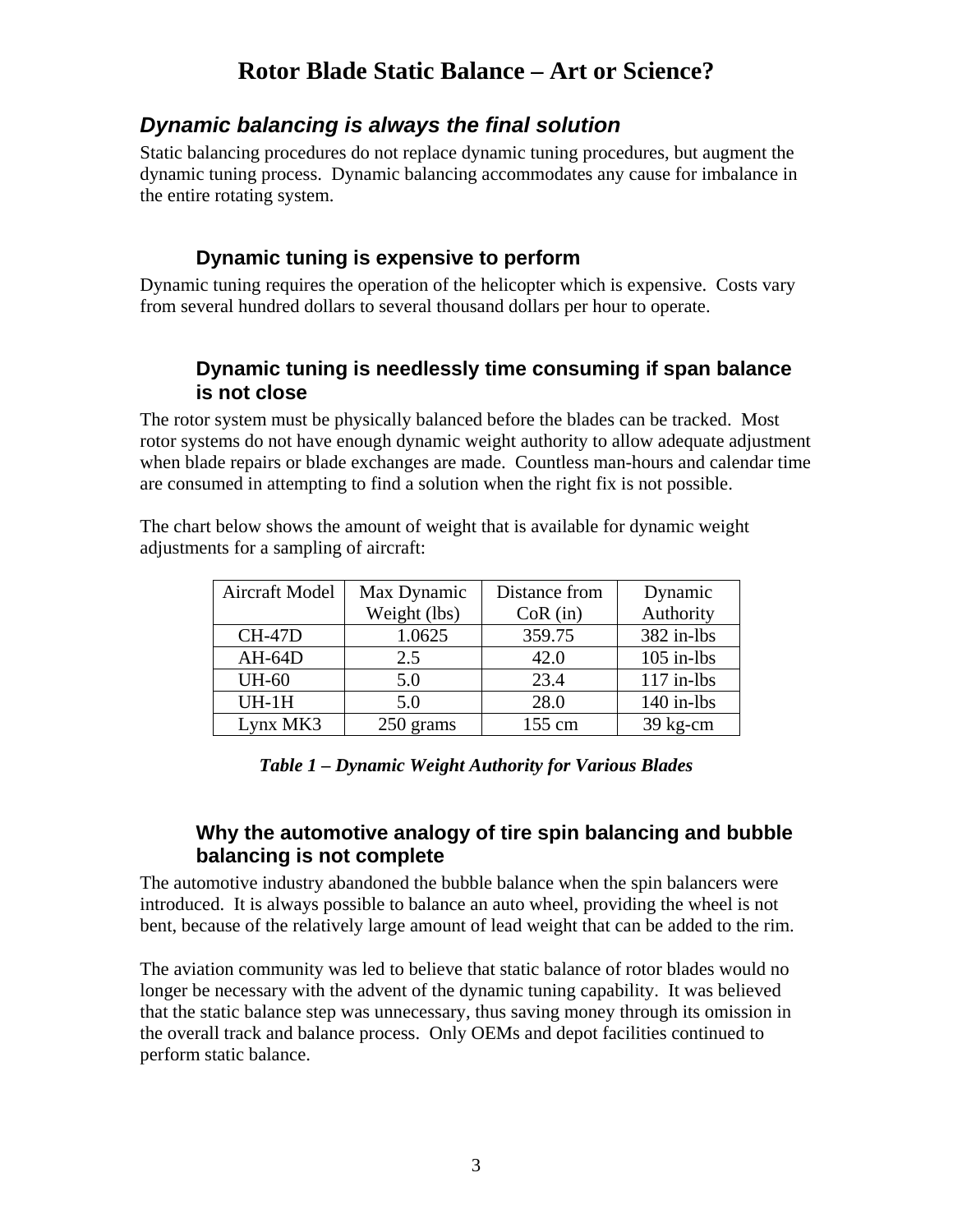# Rotor Blade Static Balance – Art or Science?

## *Dynamic balancing is always the final solution*

Static balancing procedures do not replace dynamic tuning procedures, but augment the dynamic tuning process. Dynamic balancing accommodates any cause for imbalance in the entire rotating system.

### Dynamic tuning is expensive to perform

Dynamic tuning requires the operation of the helicopter which is expensive. Costs vary from several hundred dollars to several thousand dollars per hour to operate.

### Dynamic tuning is needlessly time consuming if span balance is not close

The rotor system must be physically balanced before the blades can be tracked. Most rotor systems do not have enough dynamic weight authority to allow adequate adjustment when blade repairs or blade exchanges are made. Countless man-hours and calendar time are consumed in attempting to find a solution when the right fix is not possible.

The chart below shows the amount of weight that is available for dynamic weight adjustments for a sampling of aircraft:

| Aircraft Model | Max Dynamic Weight (lbs) | Distance from CoR (in) | Dynamic Authority |
|---|---|---|---|
| CH-47D | 1.0625 | 359.75 | 382 in-lbs |
| AH-64D | 2.5 | 42.0 | 105 in-lbs |
| UH-60 | 5.0 | 23.4 | 117 in-lbs |
| UH-1H | 5.0 | 28.0 | 140 in-lbs |
| Lynx MK3 | 250 grams | 155 cm | 39 kg-cm |

***Table 1 – Dynamic Weight Authority for Various Blades***

### Why the automotive analogy of tire spin balancing and bubble balancing is not complete

The automotive industry abandoned the bubble balance when the spin balancers were introduced. It is always possible to balance an auto wheel, providing the wheel is not bent, because of the relatively large amount of lead weight that can be added to the rim.

The aviation community was led to believe that static balance of rotor blades would no longer be necessary with the advent of the dynamic tuning capability. It was believed that the static balance step was unnecessary, thus saving money through its omission in the overall track and balance process. Only OEMs and depot facilities continued to perform static balance.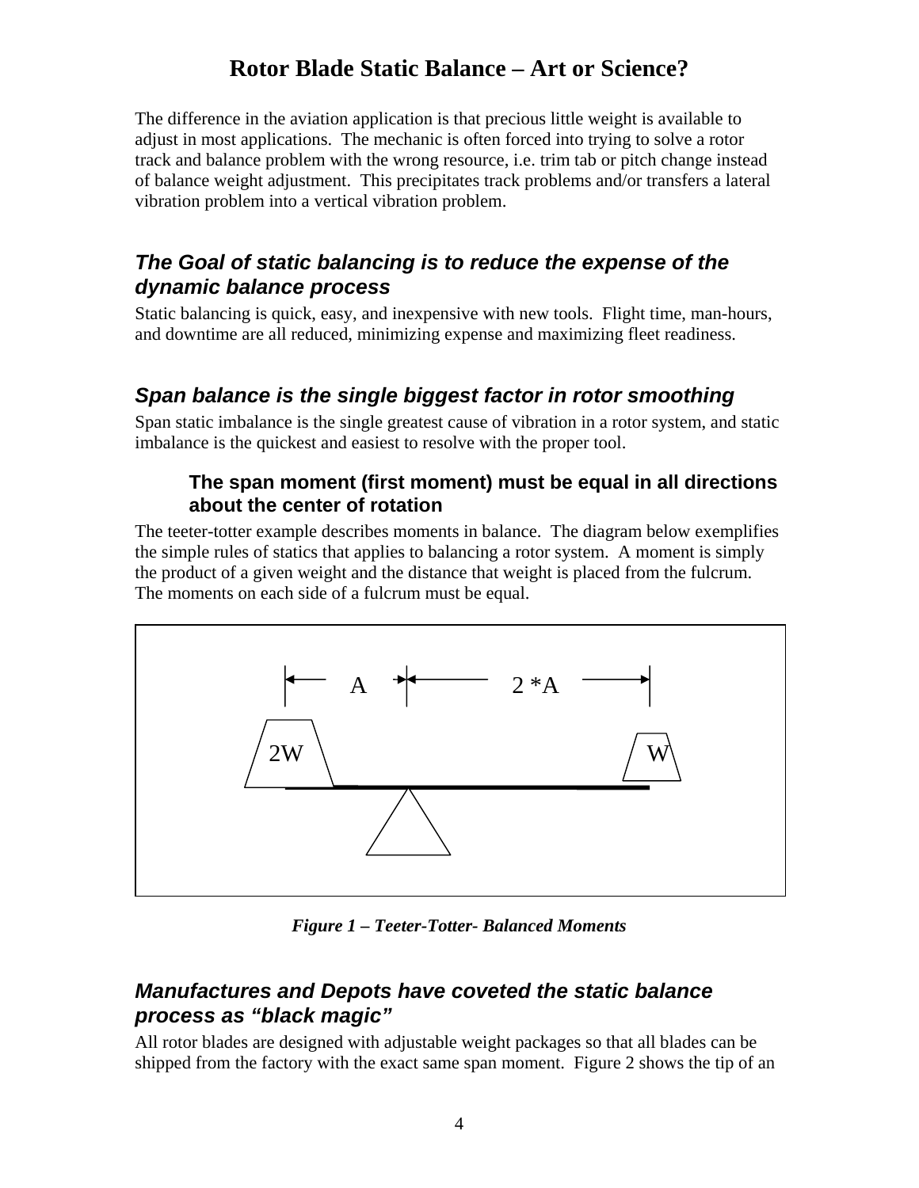The difference in the aviation application is that precious little weight is available to adjust in most applications. The mechanic is often forced into trying to solve a rotor track and balance problem with the wrong resource, i.e. trim tab or pitch change instead of balance weight adjustment. This precipitates track problems and/or transfers a lateral vibration problem into a vertical vibration problem.

## *The Goal of static balancing is to reduce the expense of the dynamic balance process*

Static balancing is quick, easy, and inexpensive with new tools. Flight time, man-hours, and downtime are all reduced, minimizing expense and maximizing fleet readiness.

## *Span balance is the single biggest factor in rotor smoothing*

Span static imbalance is the single greatest cause of vibration in a rotor system, and static imbalance is the quickest and easiest to resolve with the proper tool.

### The span moment (first moment) must be equal in all directions about the center of rotation

The teeter-totter example describes moments in balance. The diagram below exemplifies the simple rules of statics that applies to balancing a rotor system. A moment is simply the product of a given weight and the distance that weight is placed from the fulcrum. The moments on each side of a fulcrum must be equal.

A 2 *A

2W W

*Figure 1 – Teeter-Totter- Balanced Moments*

## *Manufactures and Depots have coveted the static balance process as "black magic"*

All rotor blades are designed with adjustable weight packages so that all blades can be shipped from the factory with the exact same span moment. Figure 2 shows the tip of an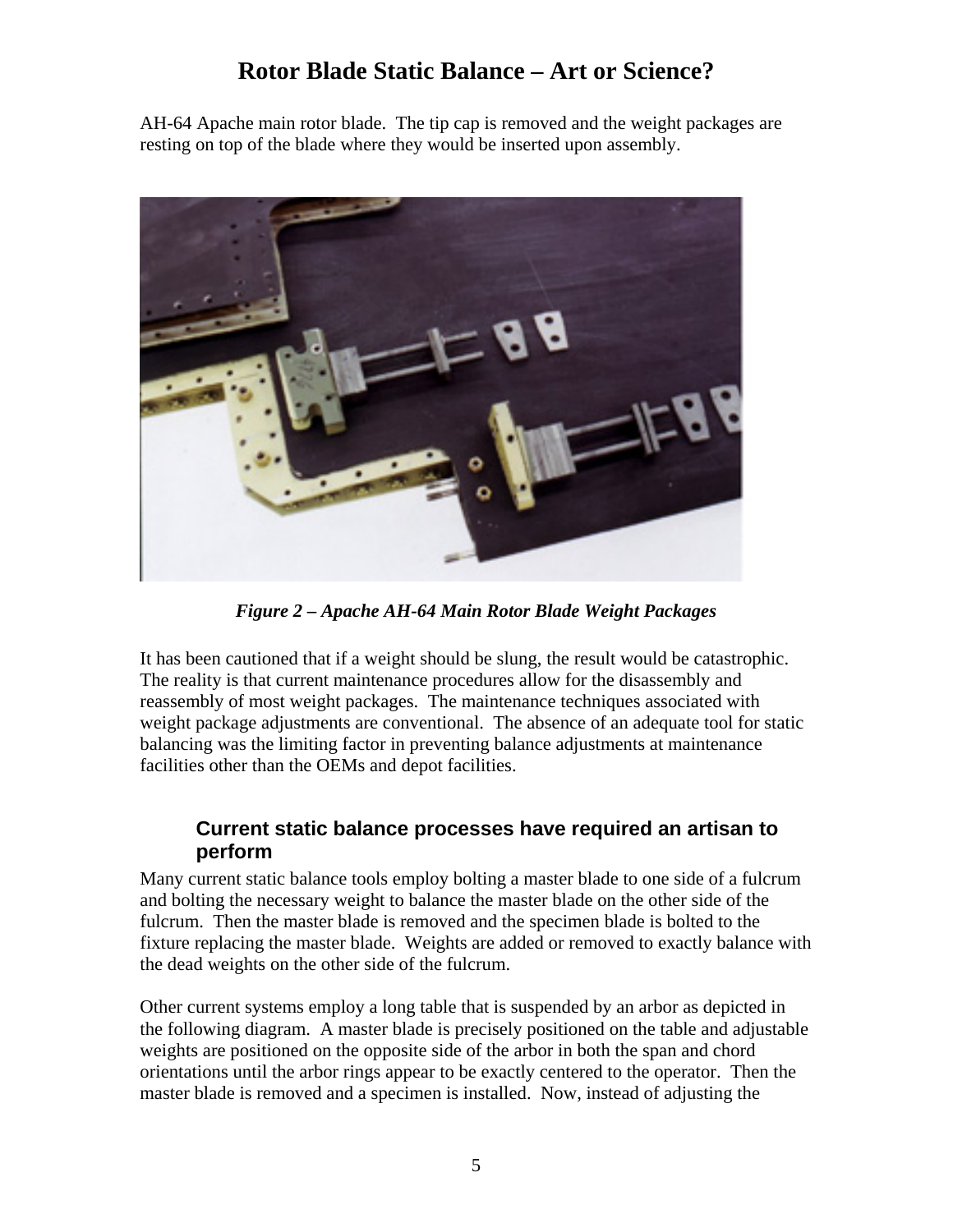AH-64 Apache main rotor blade. The tip cap is removed and the weight packages are resting on top of the blade where they would be inserted upon assembly.

*Figure 2 – Apache AH-64 Main Rotor Blade Weight Packages*

It has been cautioned that if a weight should be slung, the result would be catastrophic. The reality is that current maintenance procedures allow for the disassembly and reassembly of most weight packages. The maintenance techniques associated with weight package adjustments are conventional. The absence of an adequate tool for static balancing was the limiting factor in preventing balance adjustments at maintenance facilities other than the OEMs and depot facilities.

### Current static balance processes have required an artisan to perform

Many current static balance tools employ bolting a master blade to one side of a fulcrum and bolting the necessary weight to balance the master blade on the other side of the fulcrum. Then the master blade is removed and the specimen blade is bolted to the fixture replacing the master blade. Weights are added or removed to exactly balance with the dead weights on the other side of the fulcrum.

Other current systems employ a long table that is suspended by an arbor as depicted in the following diagram. A master blade is precisely positioned on the table and adjustable weights are positioned on the opposite side of the arbor in both the span and chord orientations until the arbor rings appear to be exactly centered to the operator. Then the master blade is removed and a specimen is installed. Now, instead of adjusting the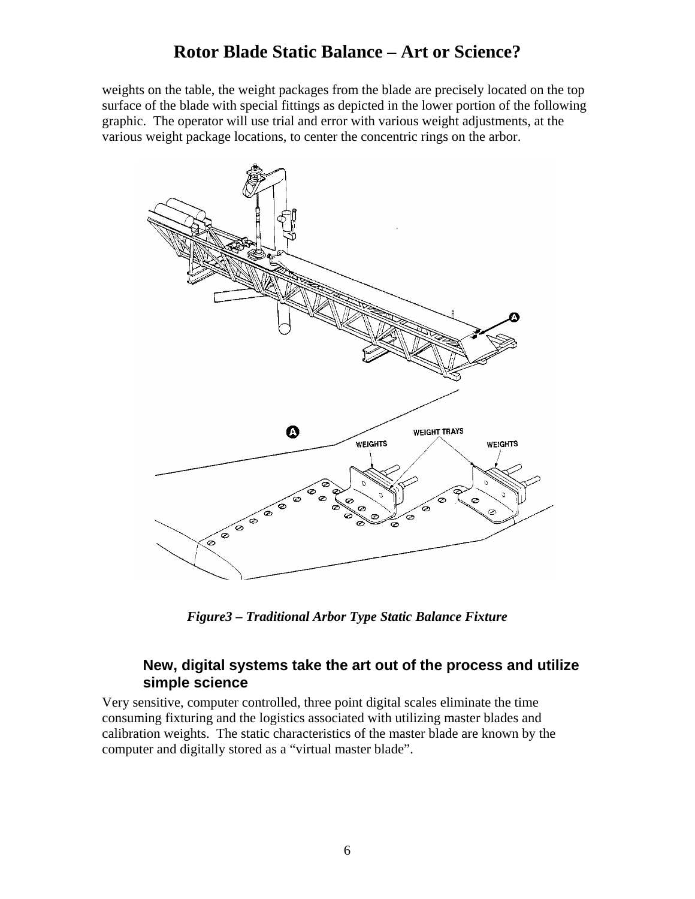weights on the table, the weight packages from the blade are precisely located on the top surface of the blade with special fittings as depicted in the lower portion of the following graphic. The operator will use trial and error with various weight adjustments, at the various weight package locations, to center the concentric rings on the arbor.

*Figure3 – Traditional Arbor Type Static Balance Fixture*

## New, digital systems take the art out of the process and utilize simple science

Very sensitive, computer controlled, three point digital scales eliminate the time consuming fixturing and the logistics associated with utilizing master blades and calibration weights. The static characteristics of the master blade are known by the computer and digitally stored as a "virtual master blade".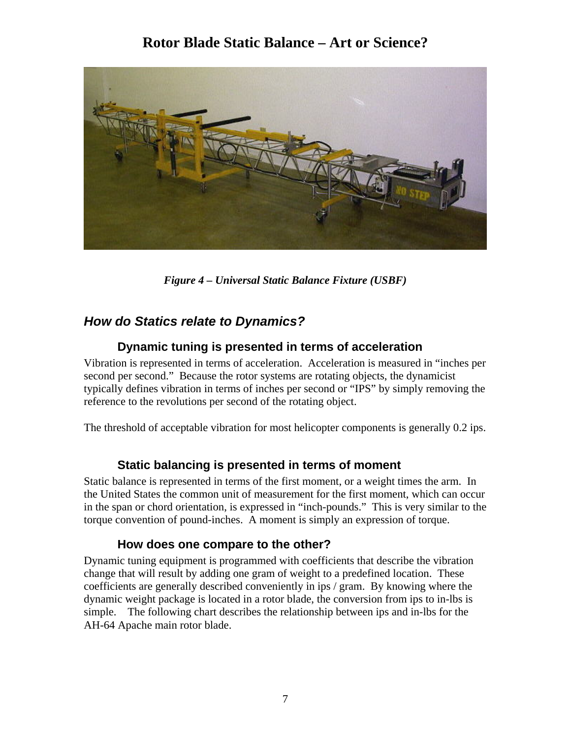# Rotor Blade Static Balance – Art or Science?

*Figure 4 – Universal Static Balance Fixture (USBF)*

## *How do Statics relate to Dynamics?*

### Dynamic tuning is presented in terms of acceleration

Vibration is represented in terms of acceleration. Acceleration is measured in "inches per second per second." Because the rotor systems are rotating objects, the dynamicist typically defines vibration in terms of inches per second or "IPS" by simply removing the reference to the revolutions per second of the rotating object.

The threshold of acceptable vibration for most helicopter components is generally 0.2 ips.

### Static balancing is presented in terms of moment

Static balance is represented in terms of the first moment, or a weight times the arm. In the United States the common unit of measurement for the first moment, which can occur in the span or chord orientation, is expressed in "inch-pounds." This is very similar to the torque convention of pound-inches. A moment is simply an expression of torque.

### How does one compare to the other?

Dynamic tuning equipment is programmed with coefficients that describe the vibration change that will result by adding one gram of weight to a predefined location. These coefficients are generally described conveniently in ips / gram. By knowing where the dynamic weight package is located in a rotor blade, the conversion from ips to in-lbs is simple. The following chart describes the relationship between ips and in-lbs for the AH-64 Apache main rotor blade.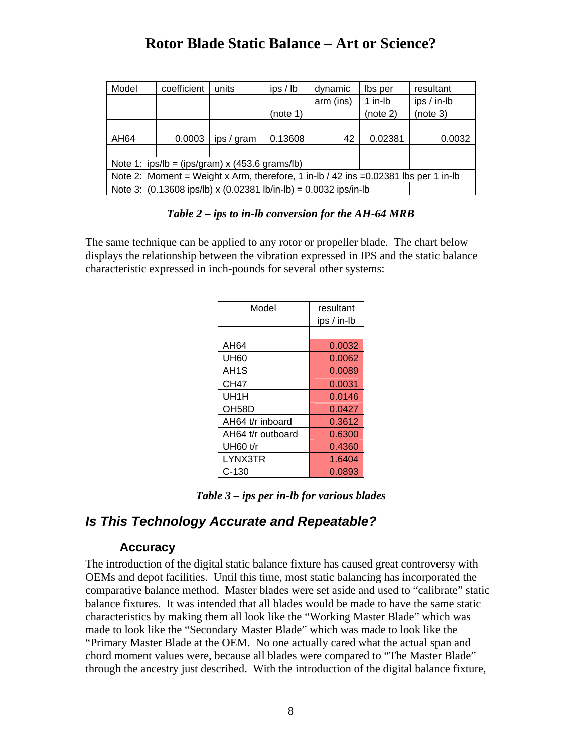// Rotor Blade Static Balance – Art or Science?

| Model | coefficient | units | ips / lb | dynamic | lbs per | resultant |
|---|---|---|---|---|---|---|
| | | | | arm (ins) | 1 in-lb | ips / in-lb |
| | | | (note 1) | | (note 2) | (note 3) |
| | | | | | | |
| AH64 | 0.0003 | ips / gram | 0.13608 | 42 | 0.02381 | 0.0032 |
| | | | | | | |
| Note 1: ips/lb = (ips/gram) x (453.6 grams/lb) | | | | | | |
| Note 2: Moment = Weight x Arm, therefore, 1 in-lb / 42 ins =0.02381 lbs per 1 in-lb | | | | | | |
| Note 3: (0.13608 ips/lb) x (0.02381 lb/in-lb) = 0.0032 ips/in-lb | | | | | | |

***Table 2 – ips to in-lb conversion for the AH-64 MRB***

The same technique can be applied to any rotor or propeller blade. The chart below displays the relationship between the vibration expressed in IPS and the static balance characteristic expressed in inch-pounds for several other systems:

| Model | resultant |
|---|---|
| | ips / in-lb |
| | |
| AH64 | 0.0032 |
| UH60 | 0.0062 |
| AH1S | 0.0089 |
| CH47 | 0.0031 |
| UH1H | 0.0146 |
| OH58D | 0.0427 |
| AH64 t/r inboard | 0.3612 |
| AH64 t/r outboard | 0.6300 |
| UH60 t/r | 0.4360 |
| LYNX3TR | 1.6404 |
| C-130 | 0.0893 |

***Table 3 – ips per in-lb for various blades***

## *Is This Technology Accurate and Repeatable?*

### Accuracy

The introduction of the digital static balance fixture has caused great controversy with OEMs and depot facilities. Until this time, most static balancing has incorporated the comparative balance method. Master blades were set aside and used to "calibrate" static balance fixtures. It was intended that all blades would be made to have the same static characteristics by making them all look like the "Working Master Blade" which was made to look like the "Secondary Master Blade" which was made to look like the "Primary Master Blade at the OEM. No one actually cared what the actual span and chord moment values were, because all blades were compared to "The Master Blade" through the ancestry just described. With the introduction of the digital balance fixture,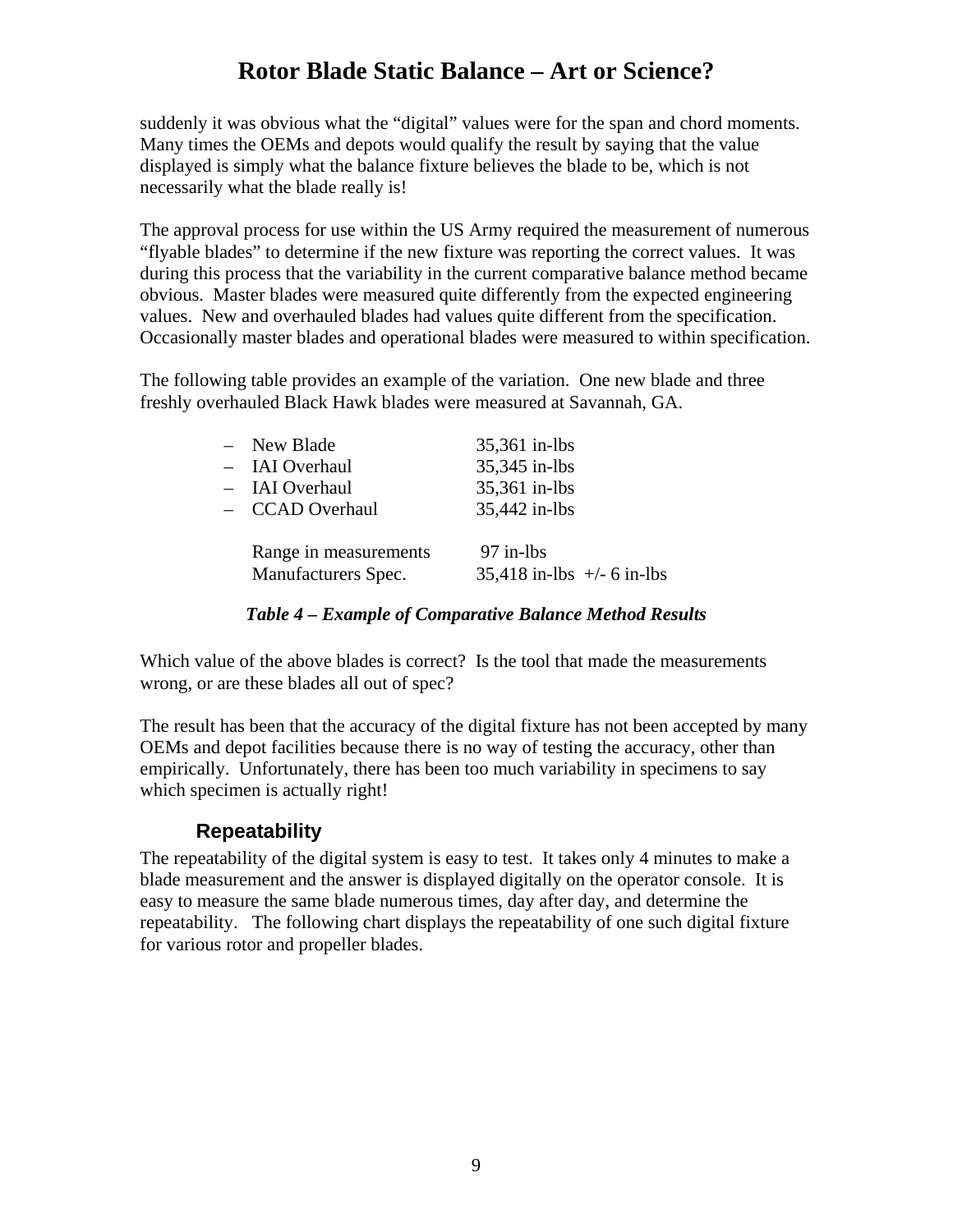suddenly it was obvious what the "digital" values were for the span and chord moments. Many times the OEMs and depots would qualify the result by saying that the value displayed is simply what the balance fixture believes the blade to be, which is not necessarily what the blade really is!

The approval process for use within the US Army required the measurement of numerous "flyable blades" to determine if the new fixture was reporting the correct values. It was during this process that the variability in the current comparative balance method became obvious. Master blades were measured quite differently from the expected engineering values. New and overhauled blades had values quite different from the specification. Occasionally master blades and operational blades were measured to within specification.

The following table provides an example of the variation. One new blade and three freshly overhauled Black Hawk blades were measured at Savannah, GA.

| | |
|---|---|
| – New Blade | 35,361 in-lbs |
| – IAI Overhaul | 35,345 in-lbs |
| – IAI Overhaul | 35,361 in-lbs |
| – CCAD Overhaul | 35,442 in-lbs |
| | |
| Range in measurements | 97 in-lbs |
| Manufacturers Spec. | 35,418 in-lbs +/- 6 in-lbs |

***Table 4 – Example of Comparative Balance Method Results***

Which value of the above blades is correct? Is the tool that made the measurements wrong, or are these blades all out of spec?

The result has been that the accuracy of the digital fixture has not been accepted by many OEMs and depot facilities because there is no way of testing the accuracy, other than empirically. Unfortunately, there has been too much variability in specimens to say which specimen is actually right!

### Repeatability

The repeatability of the digital system is easy to test. It takes only 4 minutes to make a blade measurement and the answer is displayed digitally on the operator console. It is easy to measure the same blade numerous times, day after day, and determine the repeatability. The following chart displays the repeatability of one such digital fixture for various rotor and propeller blades.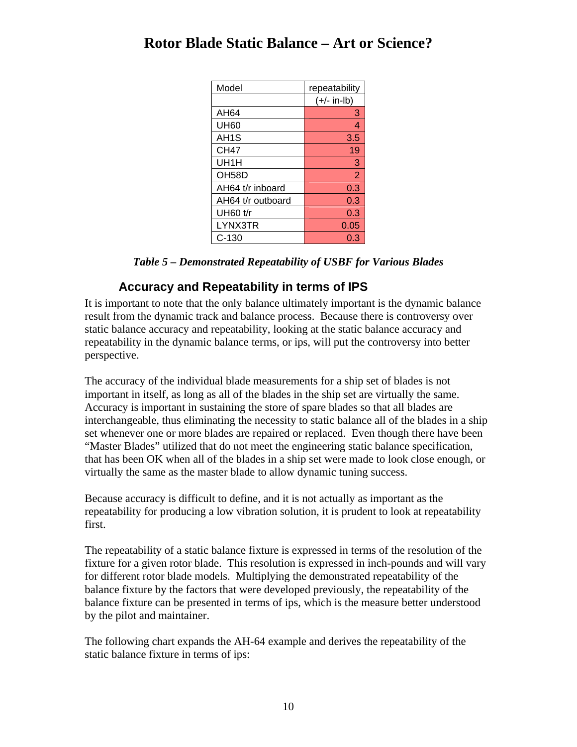| Model | repeatability |
| --- | --- |
| | (+/- in-lb) |
| AH64 | 3 |
| UH60 | 4 |
| AH1S | 3.5 |
| CH47 | 19 |
| UH1H | 3 |
| OH58D | 2 |
| AH64 t/r inboard | 0.3 |
| AH64 t/r outboard | 0.3 |
| UH60 t/r | 0.3 |
| LYNX3TR | 0.05 |
| C-130 | 0.3 |

***Table 5 – Demonstrated Repeatability of USBF for Various Blades***

### Accuracy and Repeatability in terms of IPS

It is important to note that the only balance ultimately important is the dynamic balance result from the dynamic track and balance process. Because there is controversy over static balance accuracy and repeatability, looking at the static balance accuracy and repeatability in the dynamic balance terms, or ips, will put the controversy into better perspective.

The accuracy of the individual blade measurements for a ship set of blades is not important in itself, as long as all of the blades in the ship set are virtually the same. Accuracy is important in sustaining the store of spare blades so that all blades are interchangeable, thus eliminating the necessity to static balance all of the blades in a ship set whenever one or more blades are repaired or replaced. Even though there have been "Master Blades" utilized that do not meet the engineering static balance specification, that has been OK when all of the blades in a ship set were made to look close enough, or virtually the same as the master blade to allow dynamic tuning success.

Because accuracy is difficult to define, and it is not actually as important as the repeatability for producing a low vibration solution, it is prudent to look at repeatability first.

The repeatability of a static balance fixture is expressed in terms of the resolution of the fixture for a given rotor blade. This resolution is expressed in inch-pounds and will vary for different rotor blade models. Multiplying the demonstrated repeatability of the balance fixture by the factors that were developed previously, the repeatability of the balance fixture can be presented in terms of ips, which is the measure better understood by the pilot and maintainer.

The following chart expands the AH-64 example and derives the repeatability of the static balance fixture in terms of ips: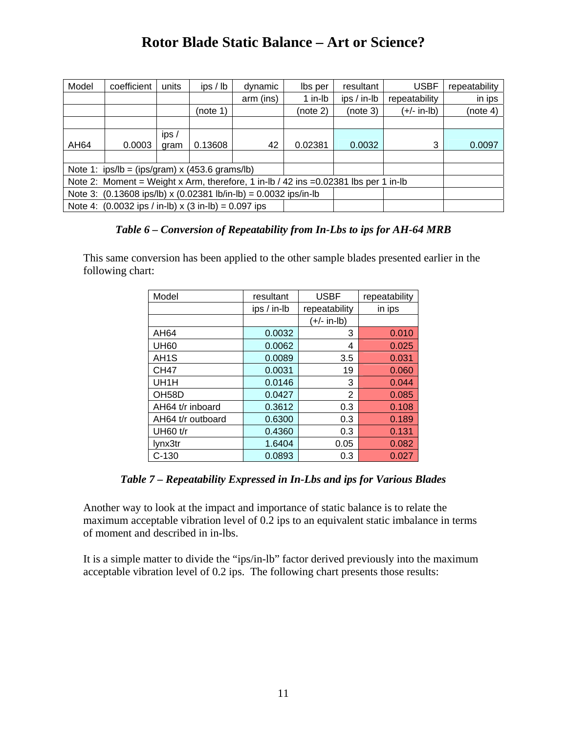# Rotor Blade Static Balance – Art or Science?

| Model | coefficient | units | ips / lb | dynamic | lbs per | resultant | USBF | repeatability |
|---|---|---|---|---|---|---|---|---|
| | | | | arm (ins) | 1 in-lb | ips / in-lb | repeatability | in ips |
| | | | (note 1) | | (note 2) | (note 3) | (+/- in-lb) | (note 4) |
| | | | | | | | | |
| AH64 | 0.0003 | ips / gram | 0.13608 | 42 | 0.02381 | 0.0032 | 3 | 0.0097 |
| | | | | | | | | |
| Note 1: ips/lb = (ips/gram) x (453.6 grams/lb) | | | | | | | | |
| Note 2: Moment = Weight x Arm, therefore, 1 in-lb / 42 ins =0.02381 lbs per 1 in-lb | | | | | | | | |
| Note 3: (0.13608 ips/lb) x (0.02381 lb/in-lb) = 0.0032 ips/in-lb | | | | | | | | |
| Note 4: (0.0032 ips / in-lb) x (3 in-lb) = 0.097 ips | | | | | | | | |

***Table 6 – Conversion of Repeatability from In-Lbs to ips for AH-64 MRB***

This same conversion has been applied to the other sample blades presented earlier in the following chart:

| Model | resultant | USBF | repeatability |
|---|---|---|---|
| | ips / in-lb | repeatability | in ips |
| | | (+/- in-lb) | |
| AH64 | 0.0032 | 3 | 0.010 |
| UH60 | 0.0062 | 4 | 0.025 |
| AH1S | 0.0089 | 3.5 | 0.031 |
| CH47 | 0.0031 | 19 | 0.060 |
| UH1H | 0.0146 | 3 | 0.044 |
| OH58D | 0.0427 | 2 | 0.085 |
| AH64 t/r inboard | 0.3612 | 0.3 | 0.108 |
| AH64 t/r outboard | 0.6300 | 0.3 | 0.189 |
| UH60 t/r | 0.4360 | 0.3 | 0.131 |
| lynx3tr | 1.6404 | 0.05 | 0.082 |
| C-130 | 0.0893 | 0.3 | 0.027 |

***Table 7 – Repeatability Expressed in In-Lbs and ips for Various Blades***

Another way to look at the impact and importance of static balance is to relate the maximum acceptable vibration level of 0.2 ips to an equivalent static imbalance in terms of moment and described in in-lbs.

It is a simple matter to divide the "ips/in-lb" factor derived previously into the maximum acceptable vibration level of 0.2 ips. The following chart presents those results: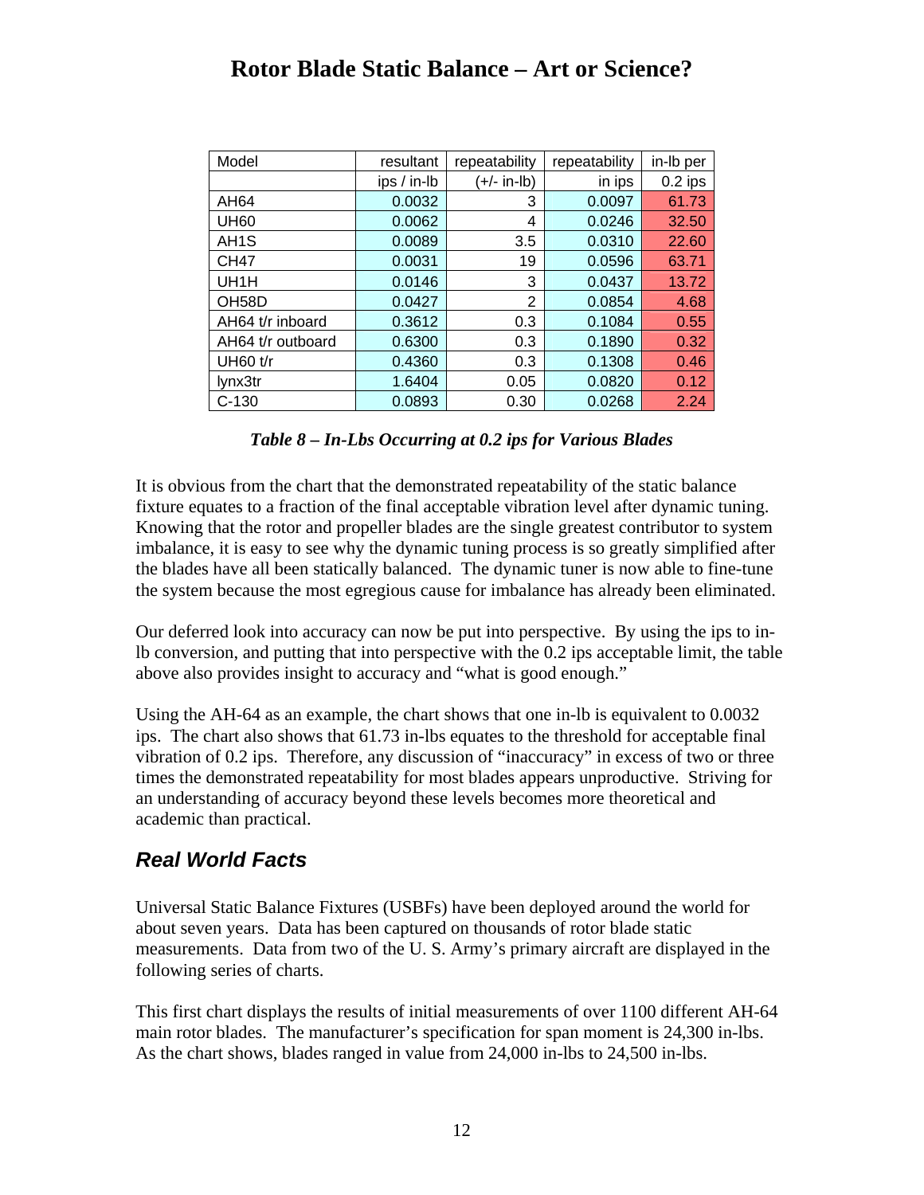# Rotor Blade Static Balance – Art or Science?

| Model | resultant | repeatability | repeatability | in-lb per |
|---|---|---|---|---|
| | ips / in-lb | (+/- in-lb) | in ips | 0.2 ips |
| AH64 | 0.0032 | 3 | 0.0097 | 61.73 |
| UH60 | 0.0062 | 4 | 0.0246 | 32.50 |
| AH1S | 0.0089 | 3.5 | 0.0310 | 22.60 |
| CH47 | 0.0031 | 19 | 0.0596 | 63.71 |
| UH1H | 0.0146 | 3 | 0.0437 | 13.72 |
| OH58D | 0.0427 | 2 | 0.0854 | 4.68 |
| AH64 t/r inboard | 0.3612 | 0.3 | 0.1084 | 0.55 |
| AH64 t/r outboard | 0.6300 | 0.3 | 0.1890 | 0.32 |
| UH60 t/r | 0.4360 | 0.3 | 0.1308 | 0.46 |
| lynx3tr | 1.6404 | 0.05 | 0.0820 | 0.12 |
| C-130 | 0.0893 | 0.30 | 0.0268 | 2.24 |

***Table 8 – In-Lbs Occurring at 0.2 ips for Various Blades***

It is obvious from the chart that the demonstrated repeatability of the static balance fixture equates to a fraction of the final acceptable vibration level after dynamic tuning. Knowing that the rotor and propeller blades are the single greatest contributor to system imbalance, it is easy to see why the dynamic tuning process is so greatly simplified after the blades have all been statically balanced. The dynamic tuner is now able to fine-tune the system because the most egregious cause for imbalance has already been eliminated.

Our deferred look into accuracy can now be put into perspective. By using the ips to in-lb conversion, and putting that into perspective with the 0.2 ips acceptable limit, the table above also provides insight to accuracy and "what is good enough."

Using the AH-64 as an example, the chart shows that one in-lb is equivalent to 0.0032 ips. The chart also shows that 61.73 in-lbs equates to the threshold for acceptable final vibration of 0.2 ips. Therefore, any discussion of "inaccuracy" in excess of two or three times the demonstrated repeatability for most blades appears unproductive. Striving for an understanding of accuracy beyond these levels becomes more theoretical and academic than practical.

## *Real World Facts*

Universal Static Balance Fixtures (USBFs) have been deployed around the world for about seven years. Data has been captured on thousands of rotor blade static measurements. Data from two of the U. S. Army's primary aircraft are displayed in the following series of charts.

This first chart displays the results of initial measurements of over 1100 different AH-64 main rotor blades. The manufacturer's specification for span moment is 24,300 in-lbs. As the chart shows, blades ranged in value from 24,000 in-lbs to 24,500 in-lbs.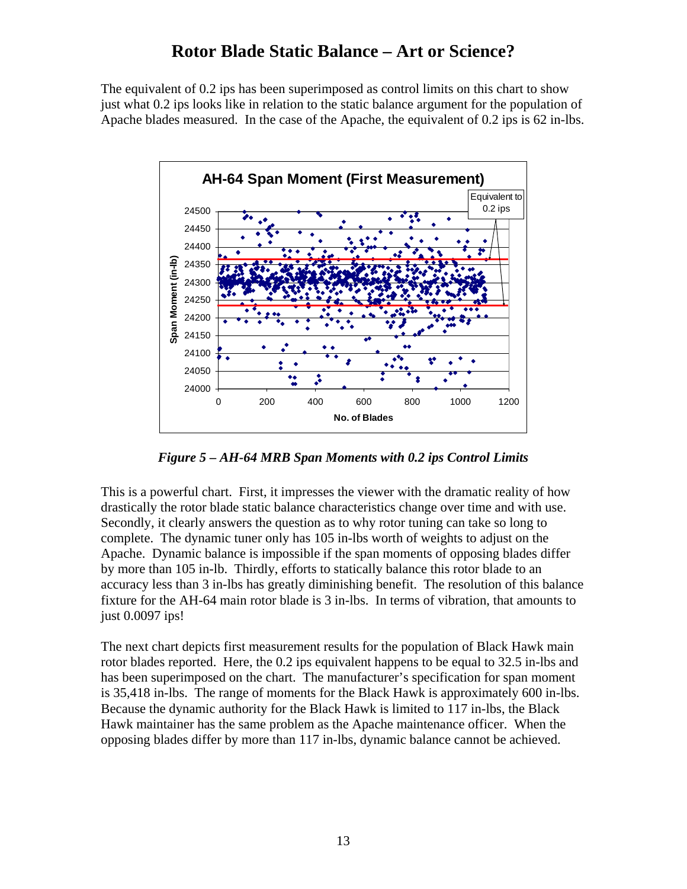## Rotor Blade Static Balance – Art or Science?

The equivalent of 0.2 ips has been superimposed as control limits on this chart to show just what 0.2 ips looks like in relation to the static balance argument for the population of Apache blades measured. In the case of the Apache, the equivalent of 0.2 ips is 62 in-lbs.

*Figure 5 – AH-64 MRB Span Moments with 0.2 ips Control Limits*

This is a powerful chart. First, it impresses the viewer with the dramatic reality of how drastically the rotor blade static balance characteristics change over time and with use. Secondly, it clearly answers the question as to why rotor tuning can take so long to complete. The dynamic tuner only has 105 in-lbs worth of weights to adjust on the Apache. Dynamic balance is impossible if the span moments of opposing blades differ by more than 105 in-lb. Thirdly, efforts to statically balance this rotor blade to an accuracy less than 3 in-lbs has greatly diminishing benefit. The resolution of this balance fixture for the AH-64 main rotor blade is 3 in-lbs. In terms of vibration, that amounts to just 0.0097 ips!

The next chart depicts first measurement results for the population of Black Hawk main rotor blades reported. Here, the 0.2 ips equivalent happens to be equal to 32.5 in-lbs and has been superimposed on the chart. The manufacturer's specification for span moment is 35,418 in-lbs. The range of moments for the Black Hawk is approximately 600 in-lbs. Because the dynamic authority for the Black Hawk is limited to 117 in-lbs, the Black Hawk maintainer has the same problem as the Apache maintenance officer. When the opposing blades differ by more than 117 in-lbs, dynamic balance cannot be achieved.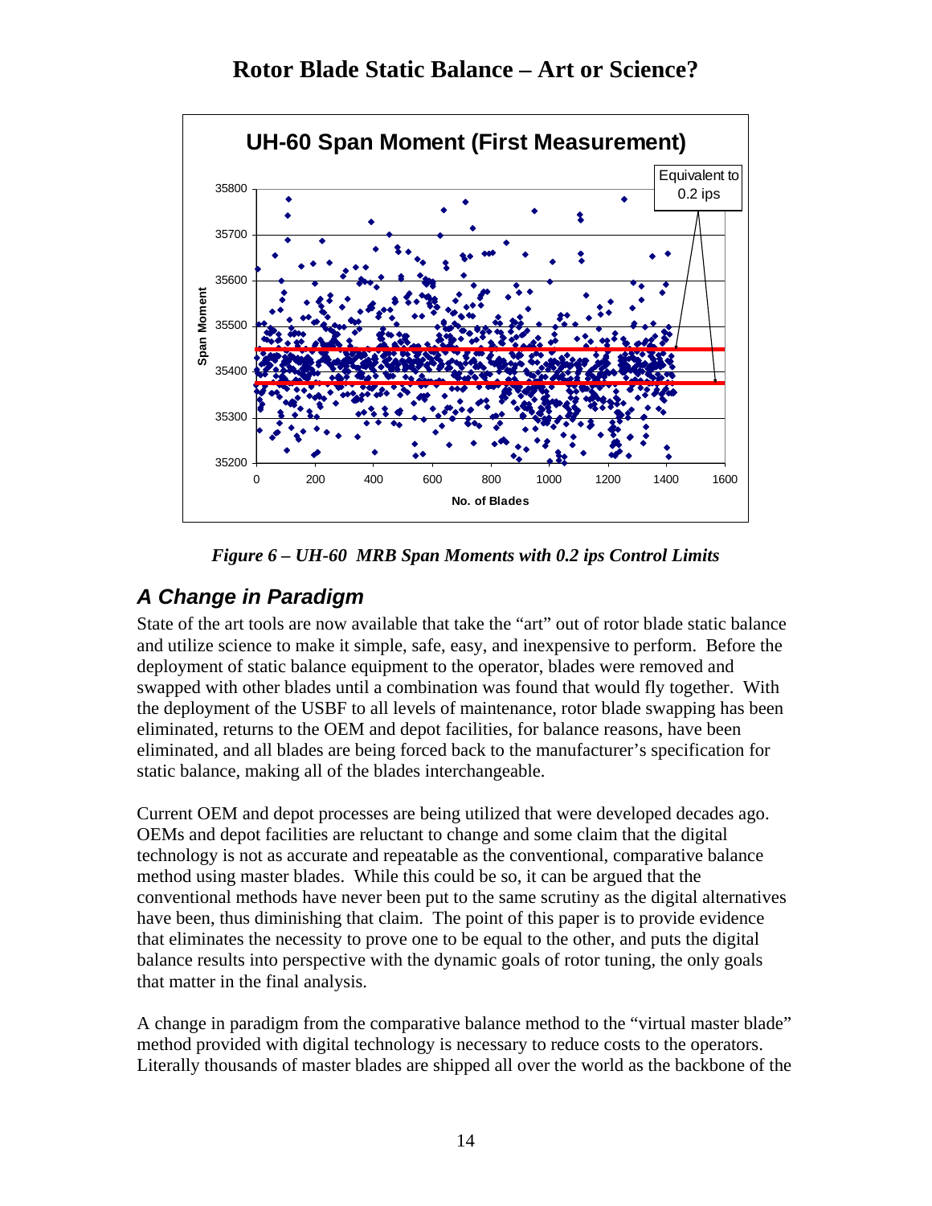# Rotor Blade Static Balance – Art or Science?

*Figure 6 – UH-60 MRB Span Moments with 0.2 ips Control Limits*

## *A Change in Paradigm*

State of the art tools are now available that take the "art" out of rotor blade static balance and utilize science to make it simple, safe, easy, and inexpensive to perform. Before the deployment of static balance equipment to the operator, blades were removed and swapped with other blades until a combination was found that would fly together. With the deployment of the USBF to all levels of maintenance, rotor blade swapping has been eliminated, returns to the OEM and depot facilities, for balance reasons, have been eliminated, and all blades are being forced back to the manufacturer's specification for static balance, making all of the blades interchangeable.

Current OEM and depot processes are being utilized that were developed decades ago. OEMs and depot facilities are reluctant to change and some claim that the digital technology is not as accurate and repeatable as the conventional, comparative balance method using master blades. While this could be so, it can be argued that the conventional methods have never been put to the same scrutiny as the digital alternatives have been, thus diminishing that claim. The point of this paper is to provide evidence that eliminates the necessity to prove one to be equal to the other, and puts the digital balance results into perspective with the dynamic goals of rotor tuning, the only goals that matter in the final analysis.

A change in paradigm from the comparative balance method to the "virtual master blade" method provided with digital technology is necessary to reduce costs to the operators. Literally thousands of master blades are shipped all over the world as the backbone of the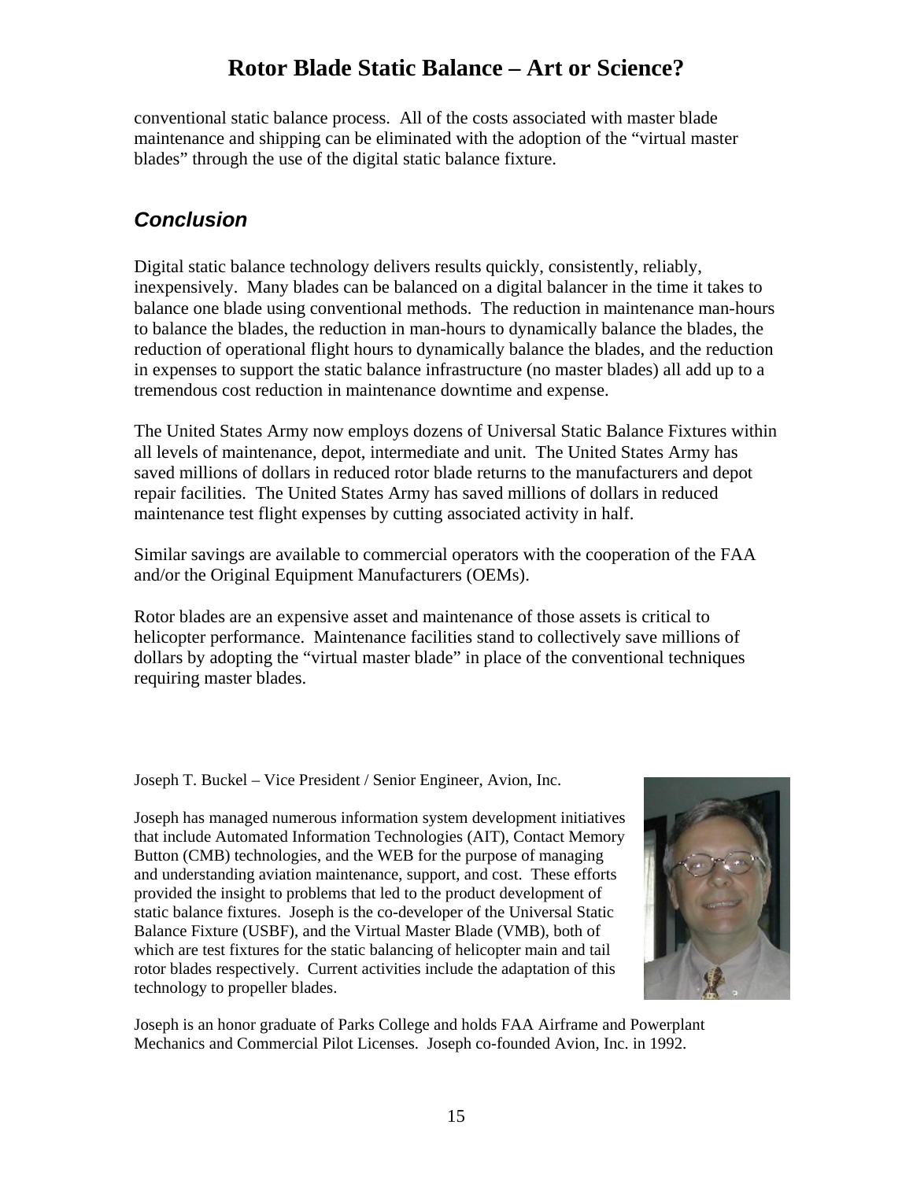conventional static balance process. All of the costs associated with master blade maintenance and shipping can be eliminated with the adoption of the "virtual master blades" through the use of the digital static balance fixture.

## *Conclusion*

Digital static balance technology delivers results quickly, consistently, reliably, inexpensively. Many blades can be balanced on a digital balancer in the time it takes to balance one blade using conventional methods. The reduction in maintenance man-hours to balance the blades, the reduction in man-hours to dynamically balance the blades, the reduction of operational flight hours to dynamically balance the blades, and the reduction in expenses to support the static balance infrastructure (no master blades) all add up to a tremendous cost reduction in maintenance downtime and expense.

The United States Army now employs dozens of Universal Static Balance Fixtures within all levels of maintenance, depot, intermediate and unit. The United States Army has saved millions of dollars in reduced rotor blade returns to the manufacturers and depot repair facilities. The United States Army has saved millions of dollars in reduced maintenance test flight expenses by cutting associated activity in half.

Similar savings are available to commercial operators with the cooperation of the FAA and/or the Original Equipment Manufacturers (OEMs).

Rotor blades are an expensive asset and maintenance of those assets is critical to helicopter performance. Maintenance facilities stand to collectively save millions of dollars by adopting the "virtual master blade" in place of the conventional techniques requiring master blades.

Joseph T. Buckel – Vice President / Senior Engineer, Avion, Inc.

Joseph has managed numerous information system development initiatives that include Automated Information Technologies (AIT), Contact Memory Button (CMB) technologies, and the WEB for the purpose of managing and understanding aviation maintenance, support, and cost. These efforts provided the insight to problems that led to the product development of static balance fixtures. Joseph is the co-developer of the Universal Static Balance Fixture (USBF), and the Virtual Master Blade (VMB), both of which are test fixtures for the static balancing of helicopter main and tail rotor blades respectively. Current activities include the adaptation of this technology to propeller blades.

Joseph is an honor graduate of Parks College and holds FAA Airframe and Powerplant Mechanics and Commercial Pilot Licenses. Joseph co-founded Avion, Inc. in 1992.